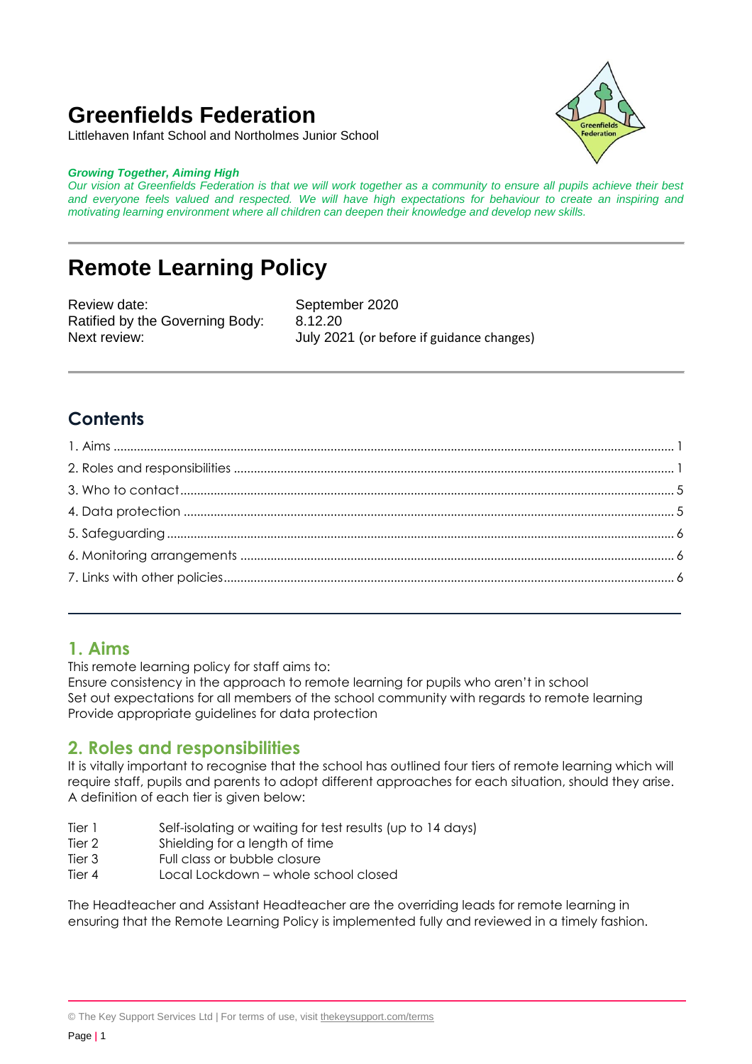# Greenfields Federation

Littlehaven Infant School and Northolmes Junior School

***Growing Together, Aiming High***

*Our vision at Greenfields Federation is that we will work together as a community to ensure all pupils achieve their best and everyone feels valued and respected. We will have high expectations for behaviour to create an inspiring and motivating learning environment where all children can deepen their knowledge and develop new skills.*

# Remote Learning Policy

| | |
|---|---|
| Review date: | September 2020 |
| Ratified by the Governing Body: | 8.12.20 |
| Next review: | July 2021 (or before if guidance changes) |

## Contents

1. Aims ..... 1
2. Roles and responsibilities ..... 1
3. Who to contact ..... 5
4. Data protection ..... 5
5. Safeguarding ..... 6
6. Monitoring arrangements ..... 6
7. Links with other policies ..... 6

## 1. Aims

This remote learning policy for staff aims to:

Ensure consistency in the approach to remote learning for pupils who aren't in school

Set out expectations for all members of the school community with regards to remote learning

Provide appropriate guidelines for data protection

## 2. Roles and responsibilities

It is vitally important to recognise that the school has outlined four tiers of remote learning which will require staff, pupils and parents to adopt different approaches for each situation, should they arise. A definition of each tier is given below:

| | |
|---|---|
| Tier 1 | Self-isolating or waiting for test results (up to 14 days) |
| Tier 2 | Shielding for a length of time |
| Tier 3 | Full class or bubble closure |
| Tier 4 | Local Lockdown – whole school closed |

The Headteacher and Assistant Headteacher are the overriding leads for remote learning in ensuring that the Remote Learning Policy is implemented fully and reviewed in a timely fashion.

© The Key Support Services Ltd | For terms of use, visit thekeysupport.com/terms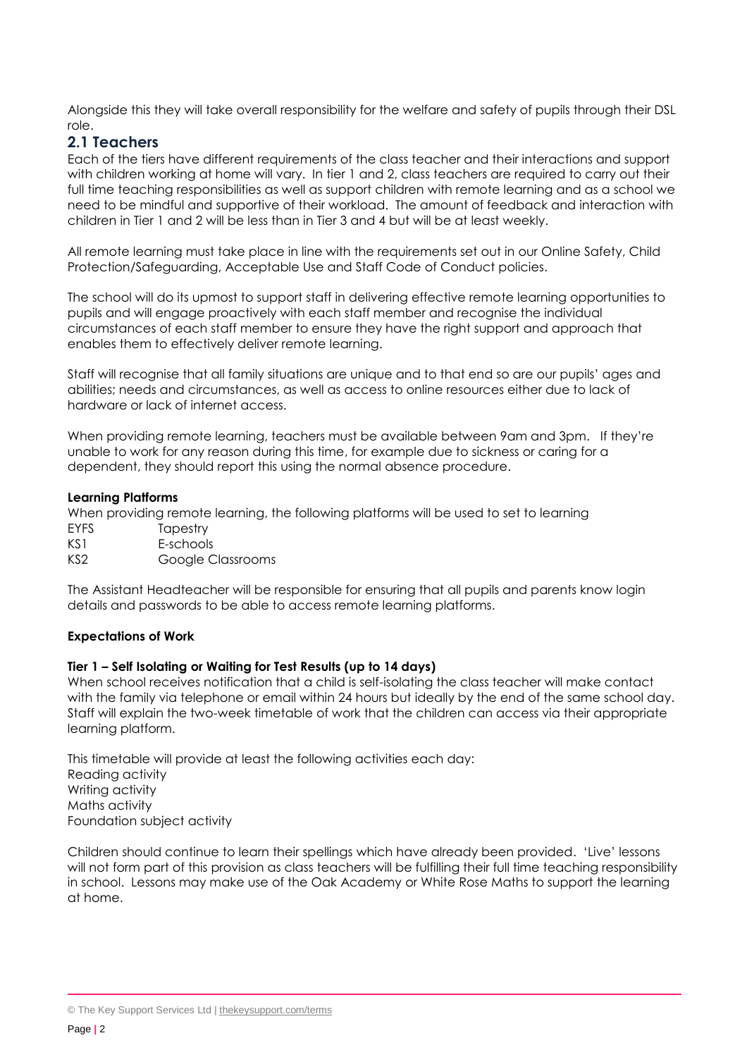Alongside this they will take overall responsibility for the welfare and safety of pupils through their DSL role.

## 2.1 Teachers

Each of the tiers have different requirements of the class teacher and their interactions and support with children working at home will vary. In tier 1 and 2, class teachers are required to carry out their full time teaching responsibilities as well as support children with remote learning and as a school we need to be mindful and supportive of their workload. The amount of feedback and interaction with children in Tier 1 and 2 will be less than in Tier 3 and 4 but will be at least weekly.

All remote learning must take place in line with the requirements set out in our Online Safety, Child Protection/Safeguarding, Acceptable Use and Staff Code of Conduct policies.

The school will do its upmost to support staff in delivering effective remote learning opportunities to pupils and will engage proactively with each staff member and recognise the individual circumstances of each staff member to ensure they have the right support and approach that enables them to effectively deliver remote learning.

Staff will recognise that all family situations are unique and to that end so are our pupils' ages and abilities; needs and circumstances, as well as access to online resources either due to lack of hardware or lack of internet access.

When providing remote learning, teachers must be available between 9am and 3pm. If they're unable to work for any reason during this time, for example due to sickness or caring for a dependent, they should report this using the normal absence procedure.

**Learning Platforms**

When providing remote learning, the following platforms will be used to set to learning

| | |
|---|---|
| EYFS | Tapestry |
| KS1 | E-schools |
| KS2 | Google Classrooms |

The Assistant Headteacher will be responsible for ensuring that all pupils and parents know login details and passwords to be able to access remote learning platforms.

**Expectations of Work**

**Tier 1 – Self Isolating or Waiting for Test Results (up to 14 days)**

When school receives notification that a child is self-isolating the class teacher will make contact with the family via telephone or email within 24 hours but ideally by the end of the same school day. Staff will explain the two-week timetable of work that the children can access via their appropriate learning platform.

This timetable will provide at least the following activities each day:

Reading activity
Writing activity
Maths activity
Foundation subject activity

Children should continue to learn their spellings which have already been provided. 'Live' lessons will not form part of this provision as class teachers will be fulfilling their full time teaching responsibility in school. Lessons may make use of the Oak Academy or White Rose Maths to support the learning at home.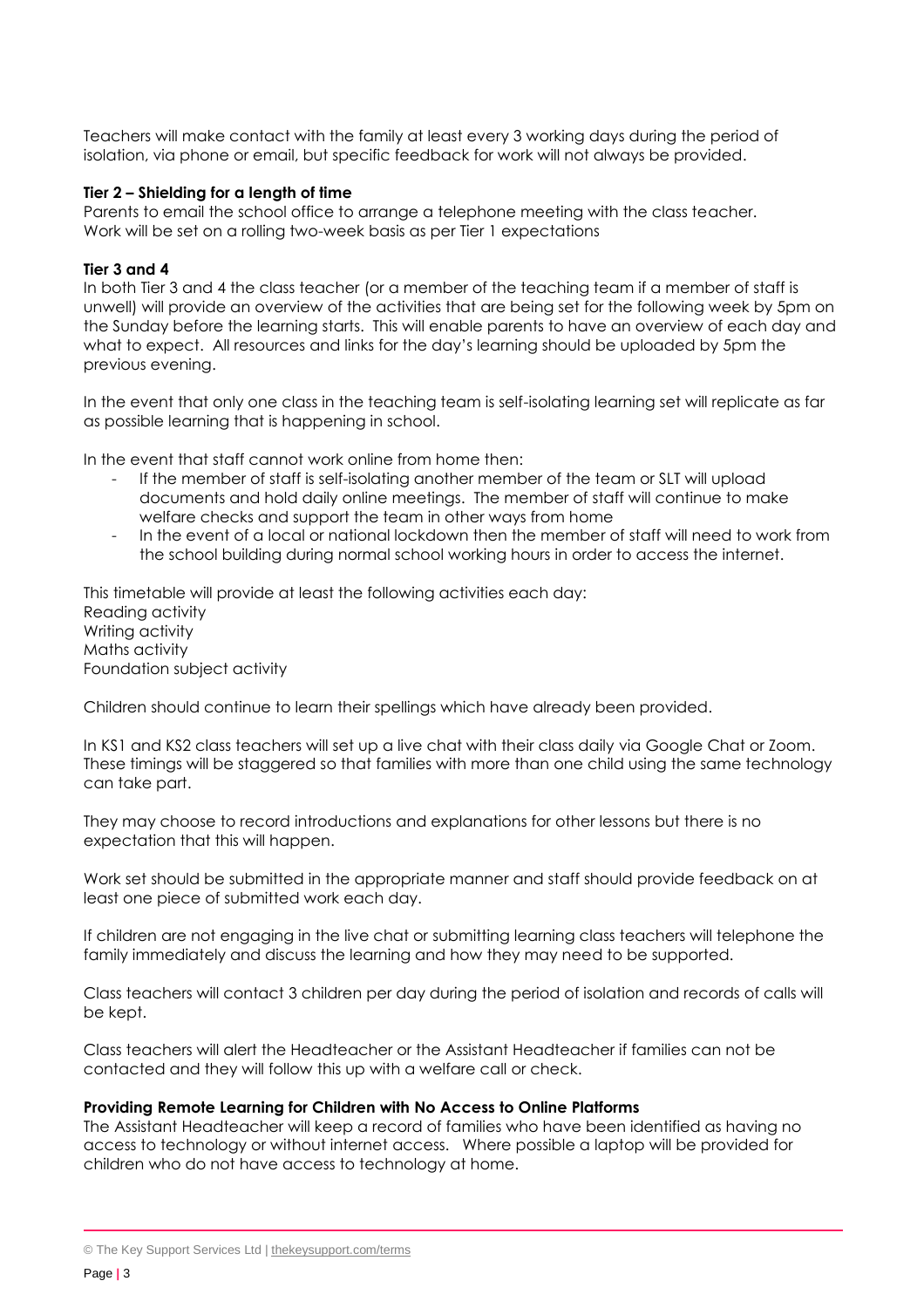Teachers will make contact with the family at least every 3 working days during the period of isolation, via phone or email, but specific feedback for work will not always be provided.

**Tier 2 – Shielding for a length of time**

Parents to email the school office to arrange a telephone meeting with the class teacher.
Work will be set on a rolling two-week basis as per Tier 1 expectations

**Tier 3 and 4**

In both Tier 3 and 4 the class teacher (or a member of the teaching team if a member of staff is unwell) will provide an overview of the activities that are being set for the following week by 5pm on the Sunday before the learning starts. This will enable parents to have an overview of each day and what to expect. All resources and links for the day's learning should be uploaded by 5pm the previous evening.

In the event that only one class in the teaching team is self-isolating learning set will replicate as far as possible learning that is happening in school.

In the event that staff cannot work online from home then:

- If the member of staff is self-isolating another member of the team or SLT will upload documents and hold daily online meetings. The member of staff will continue to make welfare checks and support the team in other ways from home
- In the event of a local or national lockdown then the member of staff will need to work from the school building during normal school working hours in order to access the internet.

This timetable will provide at least the following activities each day:
Reading activity
Writing activity
Maths activity
Foundation subject activity

Children should continue to learn their spellings which have already been provided.

In KS1 and KS2 class teachers will set up a live chat with their class daily via Google Chat or Zoom. These timings will be staggered so that families with more than one child using the same technology can take part.

They may choose to record introductions and explanations for other lessons but there is no expectation that this will happen.

Work set should be submitted in the appropriate manner and staff should provide feedback on at least one piece of submitted work each day.

If children are not engaging in the live chat or submitting learning class teachers will telephone the family immediately and discuss the learning and how they may need to be supported.

Class teachers will contact 3 children per day during the period of isolation and records of calls will be kept.

Class teachers will alert the Headteacher or the Assistant Headteacher if families can not be contacted and they will follow this up with a welfare call or check.

**Providing Remote Learning for Children with No Access to Online Platforms**

The Assistant Headteacher will keep a record of families who have been identified as having no access to technology or without internet access. Where possible a laptop will be provided for children who do not have access to technology at home.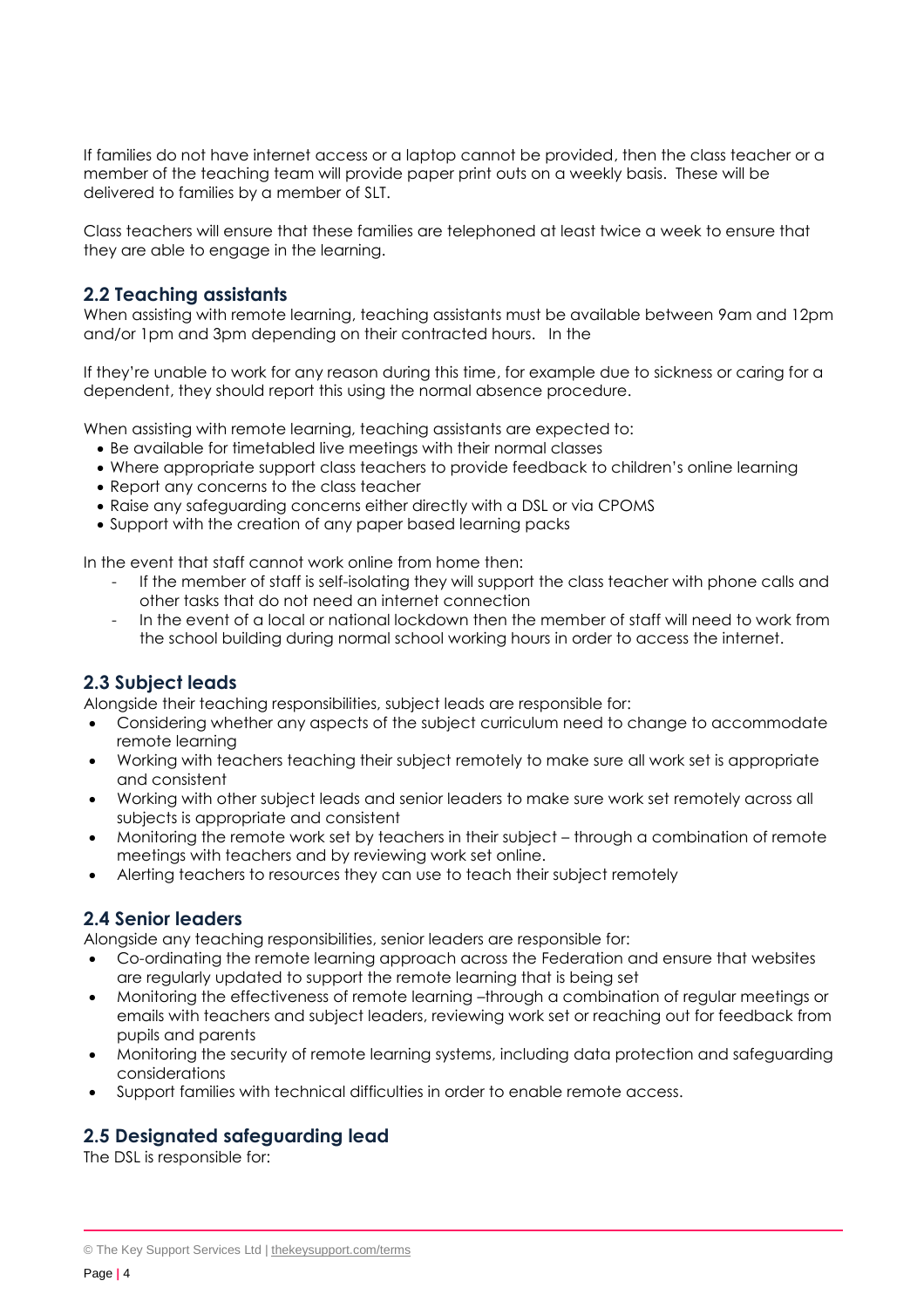If families do not have internet access or a laptop cannot be provided, then the class teacher or a member of the teaching team will provide paper print outs on a weekly basis. These will be delivered to families by a member of SLT.

Class teachers will ensure that these families are telephoned at least twice a week to ensure that they are able to engage in the learning.

## 2.2 Teaching assistants

When assisting with remote learning, teaching assistants must be available between 9am and 12pm and/or 1pm and 3pm depending on their contracted hours. In the

If they're unable to work for any reason during this time, for example due to sickness or caring for a dependent, they should report this using the normal absence procedure.

When assisting with remote learning, teaching assistants are expected to:

- Be available for timetabled live meetings with their normal classes
- Where appropriate support class teachers to provide feedback to children's online learning
- Report any concerns to the class teacher
- Raise any safeguarding concerns either directly with a DSL or via CPOMS
- Support with the creation of any paper based learning packs

In the event that staff cannot work online from home then:

- If the member of staff is self-isolating they will support the class teacher with phone calls and other tasks that do not need an internet connection
- In the event of a local or national lockdown then the member of staff will need to work from the school building during normal school working hours in order to access the internet.

## 2.3 Subject leads

Alongside their teaching responsibilities, subject leads are responsible for:

- Considering whether any aspects of the subject curriculum need to change to accommodate remote learning
- Working with teachers teaching their subject remotely to make sure all work set is appropriate and consistent
- Working with other subject leads and senior leaders to make sure work set remotely across all subjects is appropriate and consistent
- Monitoring the remote work set by teachers in their subject – through a combination of remote meetings with teachers and by reviewing work set online.
- Alerting teachers to resources they can use to teach their subject remotely

## 2.4 Senior leaders

Alongside any teaching responsibilities, senior leaders are responsible for:

- Co-ordinating the remote learning approach across the Federation and ensure that websites are regularly updated to support the remote learning that is being set
- Monitoring the effectiveness of remote learning –through a combination of regular meetings or emails with teachers and subject leaders, reviewing work set or reaching out for feedback from pupils and parents
- Monitoring the security of remote learning systems, including data protection and safeguarding considerations
- Support families with technical difficulties in order to enable remote access.

## 2.5 Designated safeguarding lead

The DSL is responsible for: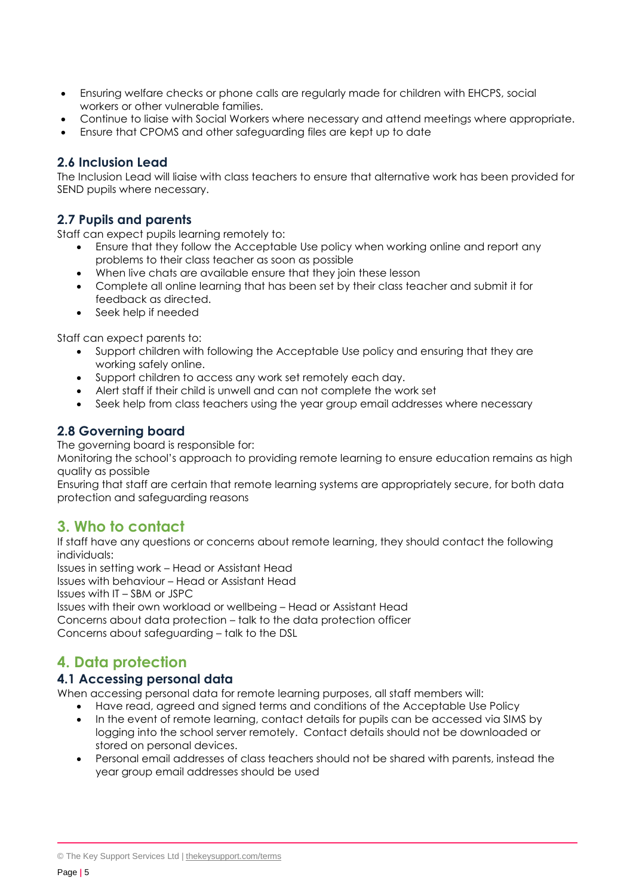- Ensuring welfare checks or phone calls are regularly made for children with EHCPS, social workers or other vulnerable families.
- Continue to liaise with Social Workers where necessary and attend meetings where appropriate.
- Ensure that CPOMS and other safeguarding files are kept up to date

### 2.6 Inclusion Lead

The Inclusion Lead will liaise with class teachers to ensure that alternative work has been provided for SEND pupils where necessary.

### 2.7 Pupils and parents

Staff can expect pupils learning remotely to:

- Ensure that they follow the Acceptable Use policy when working online and report any problems to their class teacher as soon as possible
- When live chats are available ensure that they join these lesson
- Complete all online learning that has been set by their class teacher and submit it for feedback as directed.
- Seek help if needed

Staff can expect parents to:

- Support children with following the Acceptable Use policy and ensuring that they are working safely online.
- Support children to access any work set remotely each day.
- Alert staff if their child is unwell and can not complete the work set
- Seek help from class teachers using the year group email addresses where necessary

### 2.8 Governing board

The governing board is responsible for:

Monitoring the school's approach to providing remote learning to ensure education remains as high quality as possible

Ensuring that staff are certain that remote learning systems are appropriately secure, for both data protection and safeguarding reasons

## 3. Who to contact

If staff have any questions or concerns about remote learning, they should contact the following individuals:

Issues in setting work – Head or Assistant Head

Issues with behaviour – Head or Assistant Head

Issues with IT – SBM or JSPC

Issues with their own workload or wellbeing – Head or Assistant Head

Concerns about data protection – talk to the data protection officer

Concerns about safeguarding – talk to the DSL

## 4. Data protection

### 4.1 Accessing personal data

When accessing personal data for remote learning purposes, all staff members will:

- Have read, agreed and signed terms and conditions of the Acceptable Use Policy
- In the event of remote learning, contact details for pupils can be accessed via SIMS by logging into the school server remotely. Contact details should not be downloaded or stored on personal devices.
- Personal email addresses of class teachers should not be shared with parents, instead the year group email addresses should be used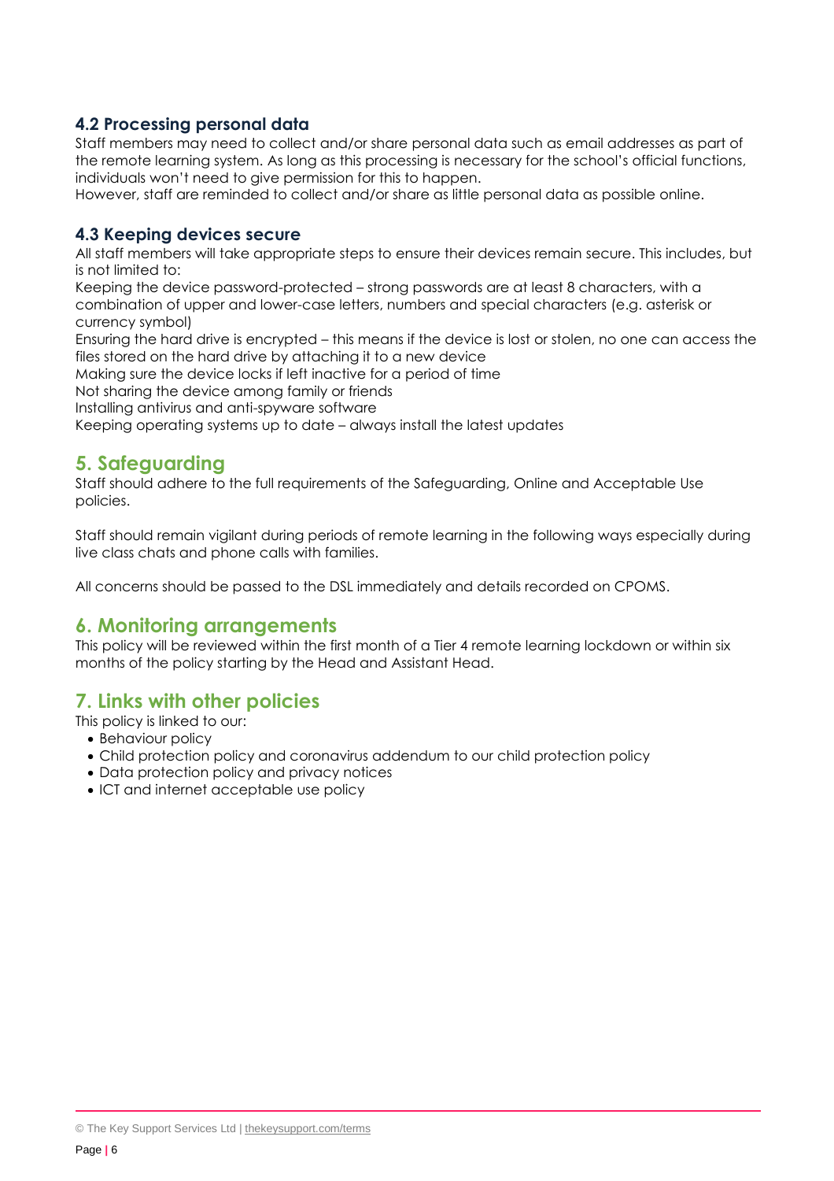### 4.2 Processing personal data

Staff members may need to collect and/or share personal data such as email addresses as part of the remote learning system. As long as this processing is necessary for the school's official functions, individuals won't need to give permission for this to happen.
However, staff are reminded to collect and/or share as little personal data as possible online.

### 4.3 Keeping devices secure

All staff members will take appropriate steps to ensure their devices remain secure. This includes, but is not limited to:
Keeping the device password-protected – strong passwords are at least 8 characters, with a combination of upper and lower-case letters, numbers and special characters (e.g. asterisk or currency symbol)
Ensuring the hard drive is encrypted – this means if the device is lost or stolen, no one can access the files stored on the hard drive by attaching it to a new device
Making sure the device locks if left inactive for a period of time
Not sharing the device among family or friends
Installing antivirus and anti-spyware software
Keeping operating systems up to date – always install the latest updates

## 5. Safeguarding

Staff should adhere to the full requirements of the Safeguarding, Online and Acceptable Use policies.

Staff should remain vigilant during periods of remote learning in the following ways especially during live class chats and phone calls with families.

All concerns should be passed to the DSL immediately and details recorded on CPOMS.

## 6. Monitoring arrangements

This policy will be reviewed within the first month of a Tier 4 remote learning lockdown or within six months of the policy starting by the Head and Assistant Head.

## 7. Links with other policies

This policy is linked to our:

- Behaviour policy
- Child protection policy and coronavirus addendum to our child protection policy
- Data protection policy and privacy notices
- ICT and internet acceptable use policy